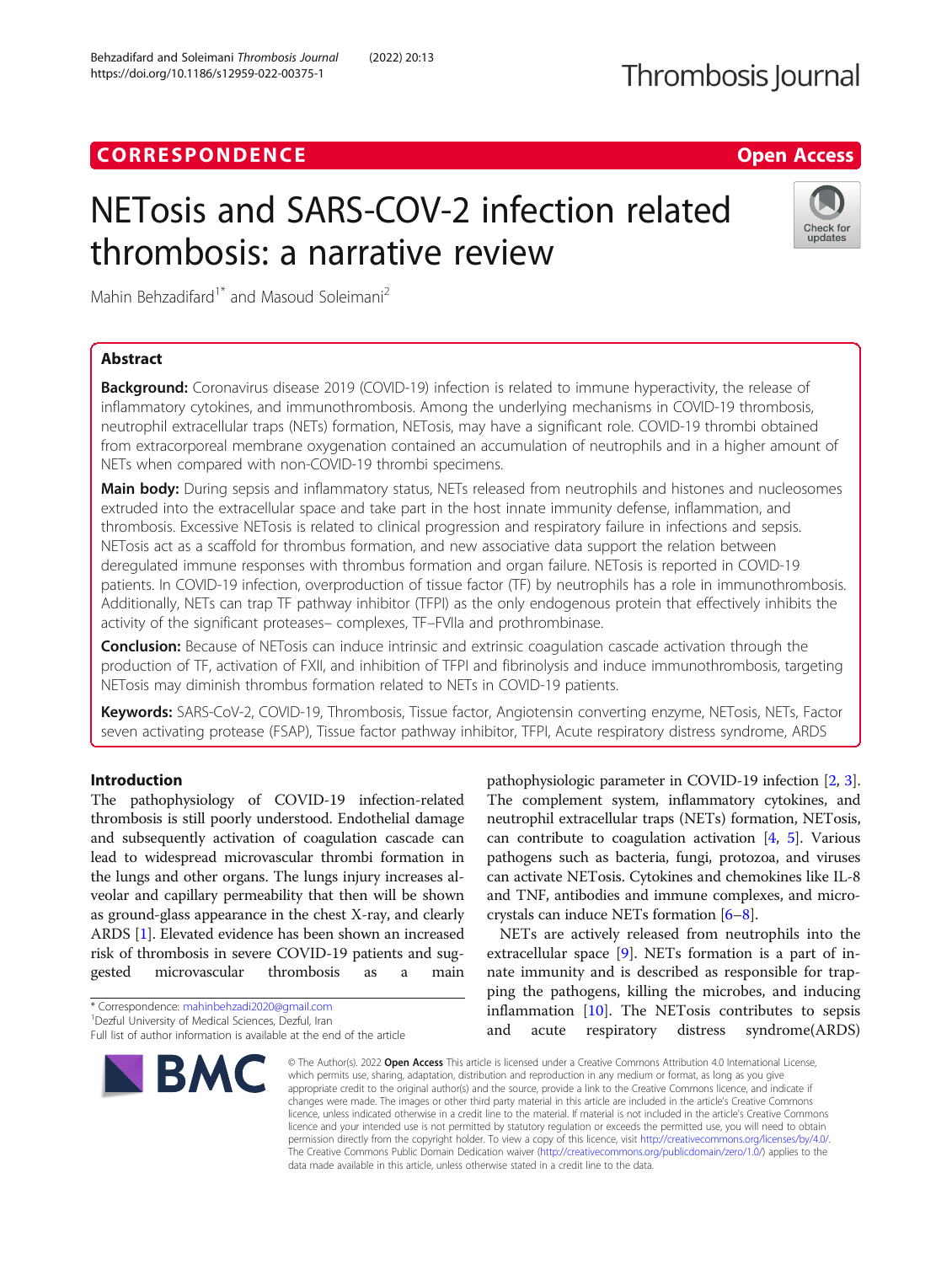CORRESPONDENCE

Open Access

# NETosis and SARS-COV-2 infection related thrombosis: a narrative review

Mahin Behzadifard[1*] and Masoud Soleimani[2]

## Abstract

**Background:** Coronavirus disease 2019 (COVID-19) infection is related to immune hyperactivity, the release of inflammatory cytokines, and immunothrombosis. Among the underlying mechanisms in COVID-19 thrombosis, neutrophil extracellular traps (NETs) formation, NETosis, may have a significant role. COVID-19 thrombi obtained from extracorporeal membrane oxygenation contained an accumulation of neutrophils and in a higher amount of NETs when compared with non-COVID-19 thrombi specimens.

**Main body:** During sepsis and inflammatory status, NETs released from neutrophils and histones and nucleosomes extruded into the extracellular space and take part in the host innate immunity defense, inflammation, and thrombosis. Excessive NETosis is related to clinical progression and respiratory failure in infections and sepsis. NETosis act as a scaffold for thrombus formation, and new associative data support the relation between deregulated immune responses with thrombus formation and organ failure. NETosis is reported in COVID-19 patients. In COVID-19 infection, overproduction of tissue factor (TF) by neutrophils has a role in immunothrombosis. Additionally, NETs can trap TF pathway inhibitor (TFPI) as the only endogenous protein that effectively inhibits the activity of the significant proteases– complexes, TF–FVIIa and prothrombinase.

**Conclusion:** Because of NETosis can induce intrinsic and extrinsic coagulation cascade activation through the production of TF, activation of FXII, and inhibition of TFPI and fibrinolysis and induce immunothrombosis, targeting NETosis may diminish thrombus formation related to NETs in COVID-19 patients.

**Keywords:** SARS-CoV-2, COVID-19, Thrombosis, Tissue factor, Angiotensin converting enzyme, NETosis, NETs, Factor seven activating protease (FSAP), Tissue factor pathway inhibitor, TFPI, Acute respiratory distress syndrome, ARDS

## Introduction

The pathophysiology of COVID-19 infection-related thrombosis is still poorly understood. Endothelial damage and subsequently activation of coagulation cascade can lead to widespread microvascular thrombi formation in the lungs and other organs. The lungs injury increases alveolar and capillary permeability that then will be shown as ground-glass appearance in the chest X-ray, and clearly ARDS [1]. Elevated evidence has been shown an increased risk of thrombosis in severe COVID-19 patients and suggested microvascular thrombosis as a main pathophysiologic parameter in COVID-19 infection [2, 3]. The complement system, inflammatory cytokines, and neutrophil extracellular traps (NETs) formation, NETosis, can contribute to coagulation activation [4, 5]. Various pathogens such as bacteria, fungi, protozoa, and viruses can activate NETosis. Cytokines and chemokines like IL-8 and TNF, antibodies and immune complexes, and microcrystals can induce NETs formation [6–8].

NETs are actively released from neutrophils into the extracellular space [9]. NETs formation is a part of innate immunity and is described as responsible for trapping the pathogens, killing the microbes, and inducing inflammation [10]. The NETosis contributes to sepsis and acute respiratory distress syndrome(ARDS)

* Correspondence: mahinbehzadi2020@gmail.com
[1]Dezful University of Medical Sciences, Dezful, Iran
Full list of author information is available at the end of the article

© The Author(s). 2022 **Open Access** This article is licensed under a Creative Commons Attribution 4.0 International License, which permits use, sharing, adaptation, distribution and reproduction in any medium or format, as long as you give appropriate credit to the original author(s) and the source, provide a link to the Creative Commons licence, and indicate if changes were made. The images or other third party material in this article are included in the article's Creative Commons licence, unless indicated otherwise in a credit line to the material. If material is not included in the article's Creative Commons licence and your intended use is not permitted by statutory regulation or exceeds the permitted use, you will need to obtain permission directly from the copyright holder. To view a copy of this licence, visit http://creativecommons.org/licenses/by/4.0/. The Creative Commons Public Domain Dedication waiver (http://creativecommons.org/publicdomain/zero/1.0/) applies to the data made available in this article, unless otherwise stated in a credit line to the data.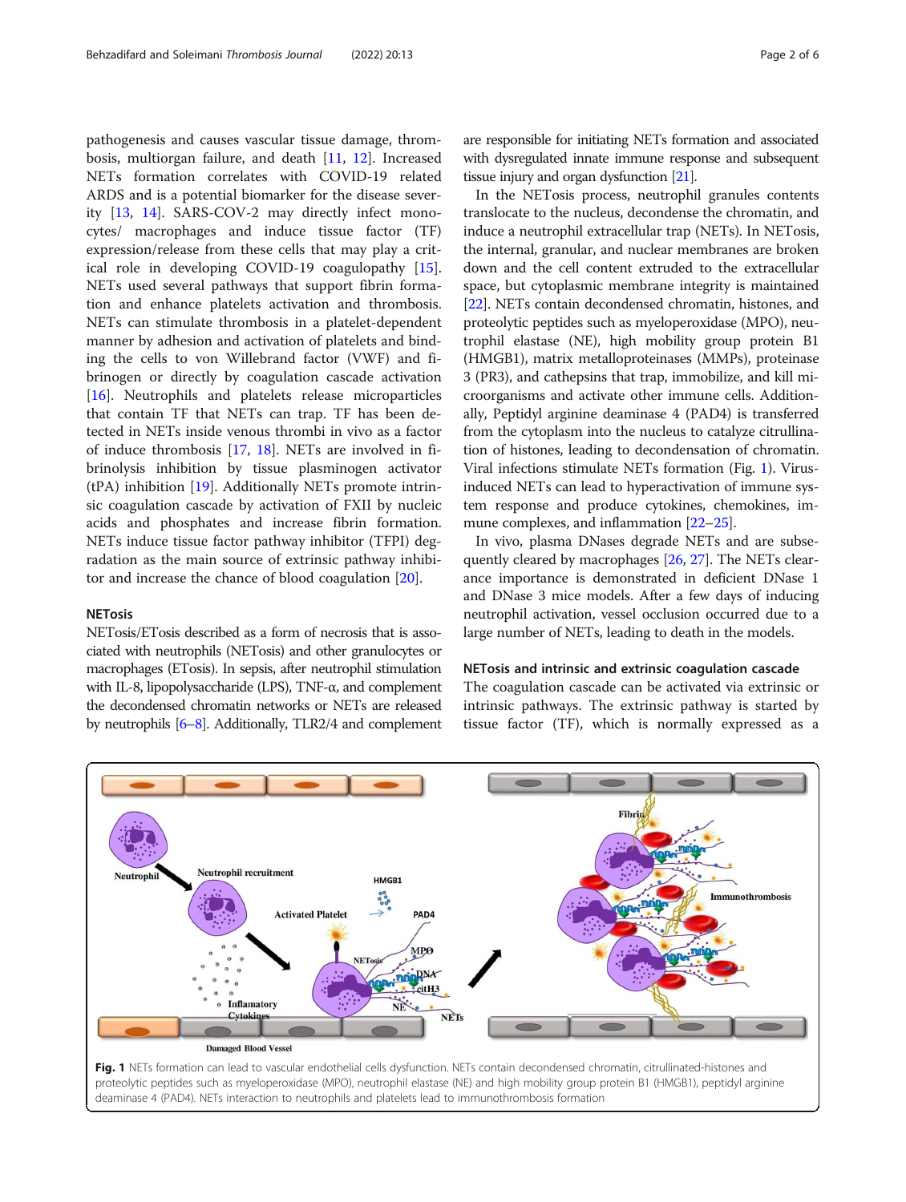pathogenesis and causes vascular tissue damage, thrombosis, multiorgan failure, and death [11, 12]. Increased NETs formation correlates with COVID-19 related ARDS and is a potential biomarker for the disease severity [13, 14]. SARS-COV-2 may directly infect monocytes/ macrophages and induce tissue factor (TF) expression/release from these cells that may play a critical role in developing COVID-19 coagulopathy [15]. NETs used several pathways that support fibrin formation and enhance platelets activation and thrombosis. NETs can stimulate thrombosis in a platelet-dependent manner by adhesion and activation of platelets and binding the cells to von Willebrand factor (VWF) and fibrinogen or directly by coagulation cascade activation [16]. Neutrophils and platelets release microparticles that contain TF that NETs can trap. TF has been detected in NETs inside venous thrombi in vivo as a factor of induce thrombosis [17, 18]. NETs are involved in fibrinolysis inhibition by tissue plasminogen activator (tPA) inhibition [19]. Additionally NETs promote intrinsic coagulation cascade by activation of FXII by nucleic acids and phosphates and increase fibrin formation. NETs induce tissue factor pathway inhibitor (TFPI) degradation as the main source of extrinsic pathway inhibitor and increase the chance of blood coagulation [20].

## NETosis

NETosis/ETosis described as a form of necrosis that is associated with neutrophils (NETosis) and other granulocytes or macrophages (ETosis). In sepsis, after neutrophil stimulation with IL-8, lipopolysaccharide (LPS), TNF-α, and complement the decondensed chromatin networks or NETs are released by neutrophils [6–8]. Additionally, TLR2/4 and complement are responsible for initiating NETs formation and associated with dysregulated innate immune response and subsequent tissue injury and organ dysfunction [21].

In the NETosis process, neutrophil granules contents translocate to the nucleus, decondense the chromatin, and induce a neutrophil extracellular trap (NETs). In NETosis, the internal, granular, and nuclear membranes are broken down and the cell content extruded to the extracellular space, but cytoplasmic membrane integrity is maintained [22]. NETs contain decondensed chromatin, histones, and proteolytic peptides such as myeloperoxidase (MPO), neutrophil elastase (NE), high mobility group protein B1 (HMGB1), matrix metalloproteinases (MMPs), proteinase 3 (PR3), and cathepsins that trap, immobilize, and kill microorganisms and activate other immune cells. Additionally, Peptidyl arginine deaminase 4 (PAD4) is transferred from the cytoplasm into the nucleus to catalyze citrullination of histones, leading to decondensation of chromatin. Viral infections stimulate NETs formation (Fig. 1). Virus-induced NETs can lead to hyperactivation of immune system response and produce cytokines, chemokines, immune complexes, and inflammation [22–25].

In vivo, plasma DNases degrade NETs and are subsequently cleared by macrophages [26, 27]. The NETs clearance importance is demonstrated in deficient DNase 1 and DNase 3 mice models. After a few days of inducing neutrophil activation, vessel occlusion occurred due to a large number of NETs, leading to death in the models.

## NETosis and intrinsic and extrinsic coagulation cascade

The coagulation cascade can be activated via extrinsic or intrinsic pathways. The extrinsic pathway is started by tissue factor (TF), which is normally expressed as a

**Fig. 1** NETs formation can lead to vascular endothelial cells dysfunction. NETs contain decondensed chromatin, citrullinated-histones and proteolytic peptides such as myeloperoxidase (MPO), neutrophil elastase (NE) and high mobility group protein B1 (HMGB1), peptidyl arginine deaminase 4 (PAD4). NETs interaction to neutrophils and platelets lead to immunothrombosis formation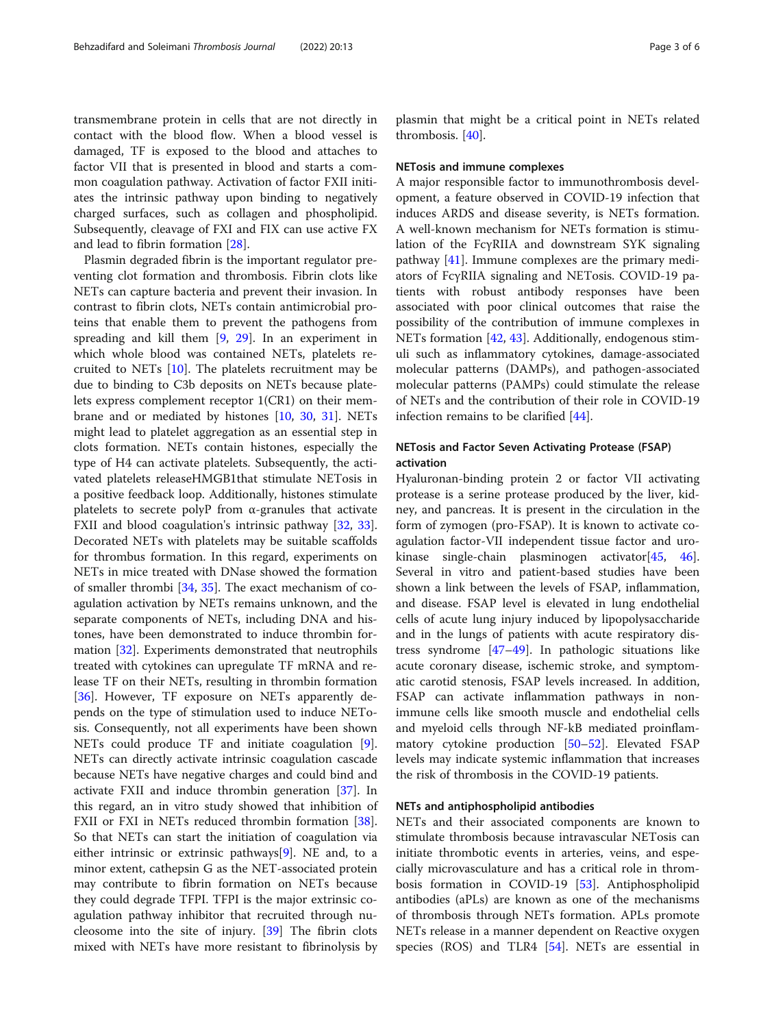transmembrane protein in cells that are not directly in contact with the blood flow. When a blood vessel is damaged, TF is exposed to the blood and attaches to factor VII that is presented in blood and starts a common coagulation pathway. Activation of factor FXII initiates the intrinsic pathway upon binding to negatively charged surfaces, such as collagen and phospholipid. Subsequently, cleavage of FXI and FIX can use active FX and lead to fibrin formation [28].

Plasmin degraded fibrin is the important regulator preventing clot formation and thrombosis. Fibrin clots like NETs can capture bacteria and prevent their invasion. In contrast to fibrin clots, NETs contain antimicrobial proteins that enable them to prevent the pathogens from spreading and kill them [9, 29]. In an experiment in which whole blood was contained NETs, platelets recruited to NETs [10]. The platelets recruitment may be due to binding to C3b deposits on NETs because platelets express complement receptor 1(CR1) on their membrane and or mediated by histones [10, 30, 31]. NETs might lead to platelet aggregation as an essential step in clots formation. NETs contain histones, especially the type of H4 can activate platelets. Subsequently, the activated platelets releaseHMGB1that stimulate NETosis in a positive feedback loop. Additionally, histones stimulate platelets to secrete polyP from α-granules that activate FXII and blood coagulation's intrinsic pathway [32, 33]. Decorated NETs with platelets may be suitable scaffolds for thrombus formation. In this regard, experiments on NETs in mice treated with DNase showed the formation of smaller thrombi [34, 35]. The exact mechanism of coagulation activation by NETs remains unknown, and the separate components of NETs, including DNA and histones, have been demonstrated to induce thrombin formation [32]. Experiments demonstrated that neutrophils treated with cytokines can upregulate TF mRNA and release TF on their NETs, resulting in thrombin formation [36]. However, TF exposure on NETs apparently depends on the type of stimulation used to induce NETosis. Consequently, not all experiments have been shown NETs could produce TF and initiate coagulation [9]. NETs can directly activate intrinsic coagulation cascade because NETs have negative charges and could bind and activate FXII and induce thrombin generation [37]. In this regard, an in vitro study showed that inhibition of FXII or FXI in NETs reduced thrombin formation [38]. So that NETs can start the initiation of coagulation via either intrinsic or extrinsic pathways[9]. NE and, to a minor extent, cathepsin G as the NET-associated protein may contribute to fibrin formation on NETs because they could degrade TFPI. TFPI is the major extrinsic coagulation pathway inhibitor that recruited through nucleosome into the site of injury. [39] The fibrin clots mixed with NETs have more resistant to fibrinolysis by plasmin that might be a critical point in NETs related thrombosis. [40].

### NETosis and immune complexes

A major responsible factor to immunothrombosis development, a feature observed in COVID-19 infection that induces ARDS and disease severity, is NETs formation. A well-known mechanism for NETs formation is stimulation of the FcγRIIA and downstream SYK signaling pathway [41]. Immune complexes are the primary mediators of FcγRIIA signaling and NETosis. COVID-19 patients with robust antibody responses have been associated with poor clinical outcomes that raise the possibility of the contribution of immune complexes in NETs formation [42, 43]. Additionally, endogenous stimuli such as inflammatory cytokines, damage-associated molecular patterns (DAMPs), and pathogen-associated molecular patterns (PAMPs) could stimulate the release of NETs and the contribution of their role in COVID-19 infection remains to be clarified [44].

### NETosis and Factor Seven Activating Protease (FSAP) activation

Hyaluronan-binding protein 2 or factor VII activating protease is a serine protease produced by the liver, kidney, and pancreas. It is present in the circulation in the form of zymogen (pro-FSAP). It is known to activate coagulation factor-VII independent tissue factor and urokinase single-chain plasminogen activator[45, 46]. Several in vitro and patient-based studies have been shown a link between the levels of FSAP, inflammation, and disease. FSAP level is elevated in lung endothelial cells of acute lung injury induced by lipopolysaccharide and in the lungs of patients with acute respiratory distress syndrome [47–49]. In pathologic situations like acute coronary disease, ischemic stroke, and symptomatic carotid stenosis, FSAP levels increased. In addition, FSAP can activate inflammation pathways in non-immune cells like smooth muscle and endothelial cells and myeloid cells through NF-kB mediated proinflammatory cytokine production [50–52]. Elevated FSAP levels may indicate systemic inflammation that increases the risk of thrombosis in the COVID-19 patients.

### NETs and antiphospholipid antibodies

NETs and their associated components are known to stimulate thrombosis because intravascular NETosis can initiate thrombotic events in arteries, veins, and especially microvasculature and has a critical role in thrombosis formation in COVID-19 [53]. Antiphospholipid antibodies (aPLs) are known as one of the mechanisms of thrombosis through NETs formation. APLs promote NETs release in a manner dependent on Reactive oxygen species (ROS) and TLR4 [54]. NETs are essential in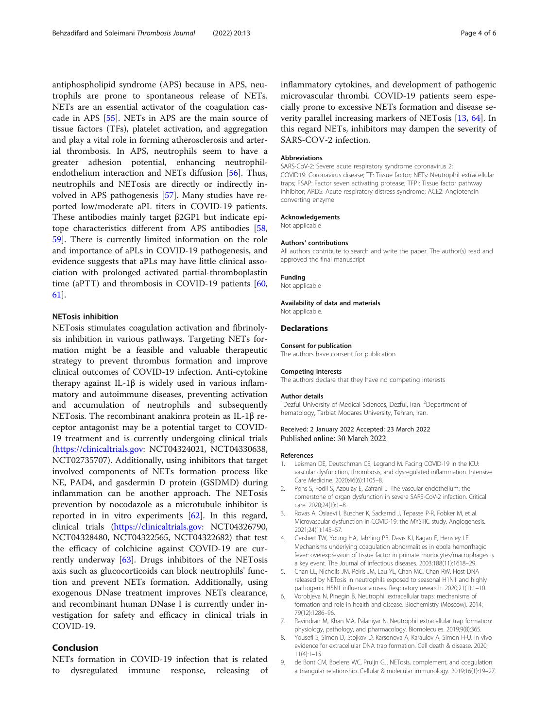antiphospholipid syndrome (APS) because in APS, neutrophils are prone to spontaneous release of NETs. NETs are an essential activator of the coagulation cascade in APS [55]. NETs in APS are the main source of tissue factors (TFs), platelet activation, and aggregation and play a vital role in forming atherosclerosis and arterial thrombosis. In APS, neutrophils seem to have a greater adhesion potential, enhancing neutrophil-endothelium interaction and NETs diffusion [56]. Thus, neutrophils and NETosis are directly or indirectly involved in APS pathogenesis [57]. Many studies have reported low/moderate aPL titers in COVID-19 patients. These antibodies mainly target β2GP1 but indicate epitope characteristics different from APS antibodies [58, 59]. There is currently limited information on the role and importance of aPLs in COVID-19 pathogenesis, and evidence suggests that aPLs may have little clinical association with prolonged activated partial-thromboplastin time (aPTT) and thrombosis in COVID-19 patients [60, 61].

### NETosis inhibition

NETosis stimulates coagulation activation and fibrinolysis inhibition in various pathways. Targeting NETs formation might be a feasible and valuable therapeutic strategy to prevent thrombus formation and improve clinical outcomes of COVID-19 infection. Anti-cytokine therapy against IL-1β is widely used in various inflammatory and autoimmune diseases, preventing activation and accumulation of neutrophils and subsequently NETosis. The recombinant anakinra protein as IL-1β receptor antagonist may be a potential target to COVID-19 treatment and is currently undergoing clinical trials (https://clinicaltrials.gov: NCT04324021, NCT04330638, NCT02735707). Additionally, using inhibitors that target involved components of NETs formation process like NE, PAD4, and gasdermin D protein (GSDMD) during inflammation can be another approach. The NETosis prevention by nocodazole as a microtubule inhibitor is reported in in vitro experiments [62]. In this regard, clinical trials (https://clinicaltrials.gov: NCT04326790, NCT04328480, NCT04322565, NCT04322682) that test the efficacy of colchicine against COVID-19 are currently underway [63]. Drugs inhibitors of the NETosis axis such as glucocorticoids can block neutrophils' function and prevent NETs formation. Additionally, using exogenous DNase treatment improves NETs clearance, and recombinant human DNase I is currently under investigation for safety and efficacy in clinical trials in COVID-19.

## Conclusion

NETs formation in COVID-19 infection that is related to dysregulated immune response, releasing of inflammatory cytokines, and development of pathogenic microvascular thrombi. COVID-19 patients seem especially prone to excessive NETs formation and disease severity parallel increasing markers of NETosis [13, 64]. In this regard NETs, inhibitors may dampen the severity of SARS-COV-2 infection.

#### Abbreviations

SARS-CoV-2: Severe acute respiratory syndrome coronavirus 2; COVID19: Coronavirus disease; TF: Tissue factor; NETs: Neutrophil extracellular traps; FSAP: Factor seven activating protease; TFPI: Tissue factor pathway inhibitor; ARDS: Acute respiratory distress syndrome; ACE2: Angiotensin converting enzyme

#### Acknowledgements

Not applicable

#### Authors' contributions

All authors contribute to search and write the paper. The author(s) read and approved the final manuscript

#### Funding

Not applicable

#### Availability of data and materials

Not applicable.

### Declarations

#### Consent for publication

The authors have consent for publication

#### Competing interests

The authors declare that they have no competing interests

#### Author details

[1]Dezful University of Medical Sciences, Dezful, Iran. [2]Department of hematology, Tarbiat Modares University, Tehran, Iran.

Received: 2 January 2022 Accepted: 23 March 2022
Published online: 30 March 2022

#### References

1. Leisman DE, Deutschman CS, Legrand M. Facing COVID-19 in the ICU: vascular dysfunction, thrombosis, and dysregulated inflammation. Intensive Care Medicine. 2020;46(6):1105–8.
2. Pons S, Fodil S, Azoulay E, Zafrani L. The vascular endothelium: the cornerstone of organ dysfunction in severe SARS-CoV-2 infection. Critical care. 2020;24(1):1–8.
3. Rovas A, Osiaevi I, Buscher K, Sackarnd J, Tepasse P-R, Fobker M, et al. Microvascular dysfunction in COVID-19: the MYSTIC study. Angiogenesis. 2021;24(1):145–57.
4. Geisbert TW, Young HA, Jahrling PB, Davis KJ, Kagan E, Hensley LE. Mechanisms underlying coagulation abnormalities in ebola hemorrhagic fever: overexpression of tissue factor in primate monocytes/macrophages is a key event. The Journal of infectious diseases. 2003;188(11):1618–29.
5. Chan LL, Nicholls JM, Peiris JM, Lau YL, Chan MC, Chan RW. Host DNA released by NETosis in neutrophils exposed to seasonal H1N1 and highly pathogenic H5N1 influenza viruses. Respiratory research. 2020;21(1):1–10.
6. Vorobjeva N, Pinegin B. Neutrophil extracellular traps: mechanisms of formation and role in health and disease. Biochemistry (Moscow). 2014; 79(12):1286–96.
7. Ravindran M, Khan MA, Palaniyar N. Neutrophil extracellular trap formation: physiology, pathology, and pharmacology. Biomolecules. 2019;9(8):365.
8. Yousefi S, Simon D, Stojkov D, Karsonova A, Karaulov A, Simon H-U. In vivo evidence for extracellular DNA trap formation. Cell death & disease. 2020; 11(4):1–15.
9. de Bont CM, Boelens WC, Pruijn GJ. NETosis, complement, and coagulation: a triangular relationship. Cellular & molecular immunology. 2019;16(1):19–27.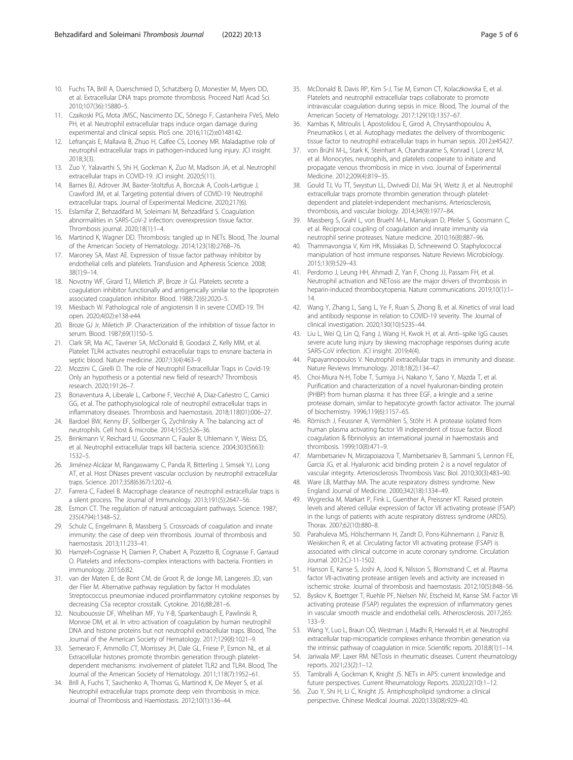10. Fuchs TA, Brill A, Duerschmied D, Schatzberg D, Monestier M, Myers DD, et al. Extracellular DNA traps promote thrombosis. Proceed Natl Acad Sci. 2010;107(36):15880–5.
11. Czaikoski PG, Mota JMSC, Nascimento DC, Sônego F, Castanheira FVeS, Melo PH, et al. Neutrophil extracellular traps induce organ damage during experimental and clinical sepsis. PloS one. 2016;11(2):e0148142.
12. Lefrançais E, Mallavia B, Zhuo H, Calfee CS, Looney MR. Maladaptive role of neutrophil extracellular traps in pathogen-induced lung injury. JCI insight. 2018;3(3).
13. Zuo Y, Yalavarthi S, Shi H, Gockman K, Zuo M, Madison JA, et al. Neutrophil extracellular traps in COVID-19. JCI insight. 2020;5(11).
14. Barnes BJ, Adrover JM, Baxter-Stoltzfus A, Borczuk A, Cools-Lartigue J, Crawford JM, et al. Targeting potential drivers of COVID-19: Neutrophil extracellular traps. Journal of Experimental Medicine. 2020;217(6).
15. Eslamifar Z, Behzadifard M, Soleimani M, Behzadifard S. Coagulation abnormalities in SARS-CoV-2 infection: overexpression tissue factor. Thrombosis journal. 2020;18(1):1–4.
16. Martinod K, Wagner DD. Thrombosis: tangled up in NETs. Blood, The Journal of the American Society of Hematology. 2014;123(18):2768–76.
17. Maroney SA, Mast AE. Expression of tissue factor pathway inhibitor by endothelial cells and platelets. Transfusion and Apheresis Science. 2008; 38(1):9–14.
18. Novotny WF, Girard TJ, Miletich JP, Broze Jr GJ. Platelets secrete a coagulation inhibitor functionally and antigenically similar to the lipoprotein associated coagulation inhibitor. Blood. 1988;72(6):2020–5.
19. Miesbach W. Pathological role of angiotensin II in severe COVID-19. TH open. 2020;4(02):e138-e44.
20. Broze GJ Jr, Miletich JP. Characterization of the inhibition of tissue factor in serum. Blood. 1987;69(1)150–5.
21. Clark SR, Ma AC, Tavener SA, McDonald B, Goodarzi Z, Kelly MM, et al. Platelet TLR4 activates neutrophil extracellular traps to ensnare bacteria in septic blood. Nature medicine. 2007;13(4):463–9.
22. Mozzini C, Girelli D. The role of Neutrophil Extracellular Traps in Covid-19: Only an hypothesis or a potential new field of research? Thrombosis research. 2020;191:26–7.
23. Bonaventura A, Liberale L, Carbone F, Vecchié A, Diaz-Cañestro C, Camici GG, et al. The pathophysiological role of neutrophil extracellular traps in inflammatory diseases. Thrombosis and haemostasis. 2018;118(01):006–27.
24. Bardoel BW, Kenny EF, Sollberger G, Zychlinsky A. The balancing act of neutrophils. Cell host & microbe. 2014;15(5):526–36.
25. Brinkmann V, Reichard U, Goosmann C, Fauler B, Uhlemann Y, Weiss DS, et al. Neutrophil extracellular traps kill bacteria. science. 2004;303(5663): 1532–5.
26. Jiménez-Alcázar M, Rangaswamy C, Panda R, Bitterling J, Simsek YJ, Long AT, et al. Host DNases prevent vascular occlusion by neutrophil extracellular traps. Science. 2017;358(6367):1202–6.
27. Farrera C, Fadeel B. Macrophage clearance of neutrophil extracellular traps is a silent process. The Journal of Immunology. 2013;191(5):2647–56.
28. Esmon CT. The regulation of natural anticoagulant pathways. Science. 1987; 235(4794):1348–52.
29. Schulz C, Engelmann B, Massberg S. Crossroads of coagulation and innate immunity: the case of deep vein thrombosis. Journal of thrombosis and haemostasis. 2013;11:233–41.
30. Hamzeh-Cognasse H, Damien P, Chabert A, Pozzetto B, Cognasse F, Garraud O. Platelets and infections–complex interactions with bacteria. Frontiers in immunology. 2015;6:82.
31. van der Maten E, de Bont CM, de Groot R, de Jonge MI, Langereis JD, van der Flier M. Alternative pathway regulation by factor H modulates Streptococcus pneumoniae induced proinflammatory cytokine responses by decreasing C5a receptor crosstalk. Cytokine. 2016;88:281–6.
32. Noubouossie DF, Whelihan MF, Yu Y-B, Sparkenbaugh E, Pawlinski R, Monroe DM, et al. In vitro activation of coagulation by human neutrophil DNA and histone proteins but not neutrophil extracellular traps. Blood, The Journal of the American Society of Hematology. 2017;129(8):1021–9.
33. Semeraro F, Ammollo CT, Morrissey JH, Dale GL, Friese P, Esmon NL, et al. Extracellular histones promote thrombin generation through platelet-dependent mechanisms: involvement of platelet TLR2 and TLR4. Blood, The Journal of the American Society of Hematology. 2011;118(7):1952–61.
34. Brill A, Fuchs T, Savchenko A, Thomas G, Martinod K, De Meyer S, et al. Neutrophil extracellular traps promote deep vein thrombosis in mice. Journal of Thrombosis and Haemostasis. 2012;10(1):136–44.
35. McDonald B, Davis RP, Kim S-J, Tse M, Esmon CT, Kolaczkowska E, et al. Platelets and neutrophil extracellular traps collaborate to promote intravascular coagulation during sepsis in mice. Blood, The Journal of the American Society of Hematology. 2017;129(10):1357–67.
36. Kambas K, Mitroulis I, Apostolidou E, Girod A, Chrysanthopoulou A, Pneumatikos I, et al. Autophagy mediates the delivery of thrombogenic tissue factor to neutrophil extracellular traps in human sepsis. 2012;e45427.
37. von Brühl M-L, Stark K, Steinhart A, Chandraratne S, Konrad I, Lorenz M, et al. Monocytes, neutrophils, and platelets cooperate to initiate and propagate venous thrombosis in mice in vivo. Journal of Experimental Medicine. 2012;209(4):819–35.
38. Gould TJ, Vu TT, Swystun LL, Dwivedi DJ, Mai SH, Weitz JI, et al. Neutrophil extracellular traps promote thrombin generation through platelet-dependent and platelet-independent mechanisms. Arteriosclerosis, thrombosis, and vascular biology. 2014;34(9):1977–84.
39. Massberg S, Grahl L, von Bruehl M-L, Manukyan D, Pfeiler S, Goosmann C, et al. Reciprocal coupling of coagulation and innate immunity via neutrophil serine proteases. Nature medicine. 2010;16(8):887–96.
40. Thammavongsa V, Kim HK, Missiakas D, Schneewind O. Staphylococcal manipulation of host immune responses. Nature Reviews Microbiology. 2015;13(9):529–43.
41. Perdomo J, Leung HH, Ahmadi Z, Yan F, Chong JJ, Passam FH, et al. Neutrophil activation and NETosis are the major drivers of thrombosis in heparin-induced thrombocytopenia. Nature communications. 2019;10(1):1–14.
42. Wang Y, Zhang L, Sang L, Ye F, Ruan S, Zhong B, et al. Kinetics of viral load and antibody response in relation to COVID-19 severity. The Journal of clinical investigation. 2020;130(10):5235–44.
43. Liu L, Wei Q, Lin Q, Fang J, Wang H, Kwok H, et al. Anti–spike IgG causes severe acute lung injury by skewing macrophage responses during acute SARS-CoV infection. JCI insight. 2019;4(4).
44. Papayannopoulos V. Neutrophil extracellular traps in immunity and disease. Nature Reviews Immunology. 2018;18(2):134–47.
45. Choi-Miura N-H, Tobe T, Sumiya J-i, Nakano Y, Sano Y, Mazda T, et al. Purification and characterization of a novel hyaluronan-binding protein (PHBP) from human plasma: it has three EGF, a kringle and a serine protease domain, similar to hepatocyte growth factor activator. The journal of biochemistry. 1996;119(6):1157–65.
46. Römisch J, Feussner A, Vermöhlen S, Stöhr H. A protease isolated from human plasma activating factor VII independent of tissue factor. Blood coagulation & fibrinolysis: an international journal in haemostasis and thrombosis. 1999;10(8):471–9.
47. Mambetsariev N, Mirzapoiazova T, Mambetsariev B, Sammani S, Lennon FE, Garcia JG, et al. Hyaluronic acid binding protein 2 is a novel regulator of vascular integrity. Arteriosclerosis Thrombosis Vasc Biol. 2010;30(3):483–90.
48. Ware LB, Matthay MA. The acute respiratory distress syndrome. New England Journal of Medicine. 2000;342(18):1334–49.
49. Wygrecka M, Markart P, Fink L, Guenther A, Preissner KT. Raised protein levels and altered cellular expression of factor VII activating protease (FSAP) in the lungs of patients with acute respiratory distress syndrome (ARDS). Thorax. 2007;62(10):880–8.
50. Parahuleva MS, Hölschermann H, Zandt D, Pons-Kühnemann J, Parviz B, Weiskirchen R, et al. Circulating factor VII activating protease (FSAP) is associated with clinical outcome in acute coronary syndrome. Circulation Journal. 2012:CJ-11-1502.
51. Hanson E, Kanse S, Joshi A, Jood K, Nilsson S, Blomstrand C, et al. Plasma factor VII-activating protease antigen levels and activity are increased in ischemic stroke. Journal of thrombosis and haemostasis. 2012;10(5):848–56.
52. Byskov K, Boettger T, Ruehle PF, Nielsen NV, Etscheid M, Kanse SM. Factor VII activating protease (FSAP) regulates the expression of inflammatory genes in vascular smooth muscle and endothelial cells. Atherosclerosis. 2017;265: 133–9.
53. Wang Y, Luo L, Braun OÖ, Westman J, Madhi R, Herwald H, et al. Neutrophil extracellular trap-microparticle complexes enhance thrombin generation via the intrinsic pathway of coagulation in mice. Scientific reports. 2018;8(1):1–14.
54. Jariwala MP, Laxer RM. NETosis in rheumatic diseases. Current rheumatology reports. 2021;23(2):1–12.
55. Tambralli A, Gockman K, Knight JS. NETs in APS: current knowledge and future perspectives. Current Rheumatology Reports. 2020;22(10):1–12.
56. Zuo Y, Shi H, Li C, Knight JS. Antiphospholipid syndrome: a clinical perspective. Chinese Medical Journal. 2020;133(08):929–40.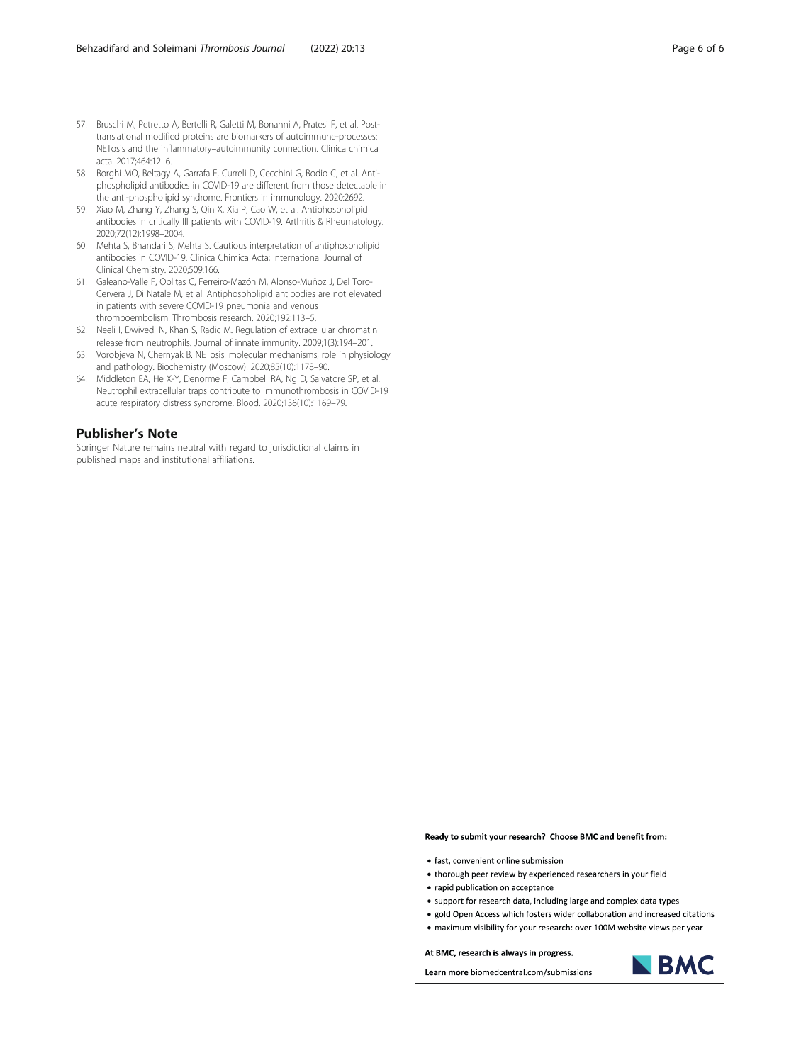57. Bruschi M, Petretto A, Bertelli R, Galetti M, Bonanni A, Pratesi F, et al. Post-translational modified proteins are biomarkers of autoimmune-processes: NETosis and the inflammatory–autoimmunity connection. Clinica chimica acta. 2017;464:12–6.
58. Borghi MO, Beltagy A, Garrafa E, Curreli D, Cecchini G, Bodio C, et al. Anti-phospholipid antibodies in COVID-19 are different from those detectable in the anti-phospholipid syndrome. Frontiers in immunology. 2020:2692.
59. Xiao M, Zhang Y, Zhang S, Qin X, Xia P, Cao W, et al. Antiphospholipid antibodies in critically Ill patients with COVID-19. Arthritis & Rheumatology. 2020;72(12):1998–2004.
60. Mehta S, Bhandari S, Mehta S. Cautious interpretation of antiphospholipid antibodies in COVID-19. Clinica Chimica Acta; International Journal of Clinical Chemistry. 2020;509:166.
61. Galeano-Valle F, Oblitas C, Ferreiro-Mazón M, Alonso-Muñoz J, Del Toro-Cervera J, Di Natale M, et al. Antiphospholipid antibodies are not elevated in patients with severe COVID-19 pneumonia and venous thromboembolism. Thrombosis research. 2020;192:113–5.
62. Neeli I, Dwivedi N, Khan S, Radic M. Regulation of extracellular chromatin release from neutrophils. Journal of innate immunity. 2009;1(3):194–201.
63. Vorobjeva N, Chernyak B. NETosis: molecular mechanisms, role in physiology and pathology. Biochemistry (Moscow). 2020;85(10):1178–90.
64. Middleton EA, He X-Y, Denorme F, Campbell RA, Ng D, Salvatore SP, et al. Neutrophil extracellular traps contribute to immunothrombosis in COVID-19 acute respiratory distress syndrome. Blood. 2020;136(10):1169–79.

## Publisher's Note

Springer Nature remains neutral with regard to jurisdictional claims in published maps and institutional affiliations.

**Ready to submit your research? Choose BMC and benefit from:**

- fast, convenient online submission
- thorough peer review by experienced researchers in your field
- rapid publication on acceptance
- support for research data, including large and complex data types
- gold Open Access which fosters wider collaboration and increased citations
- maximum visibility for your research: over 100M website views per year

**At BMC, research is always in progress.**

**Learn more** biomedcentral.com/submissions